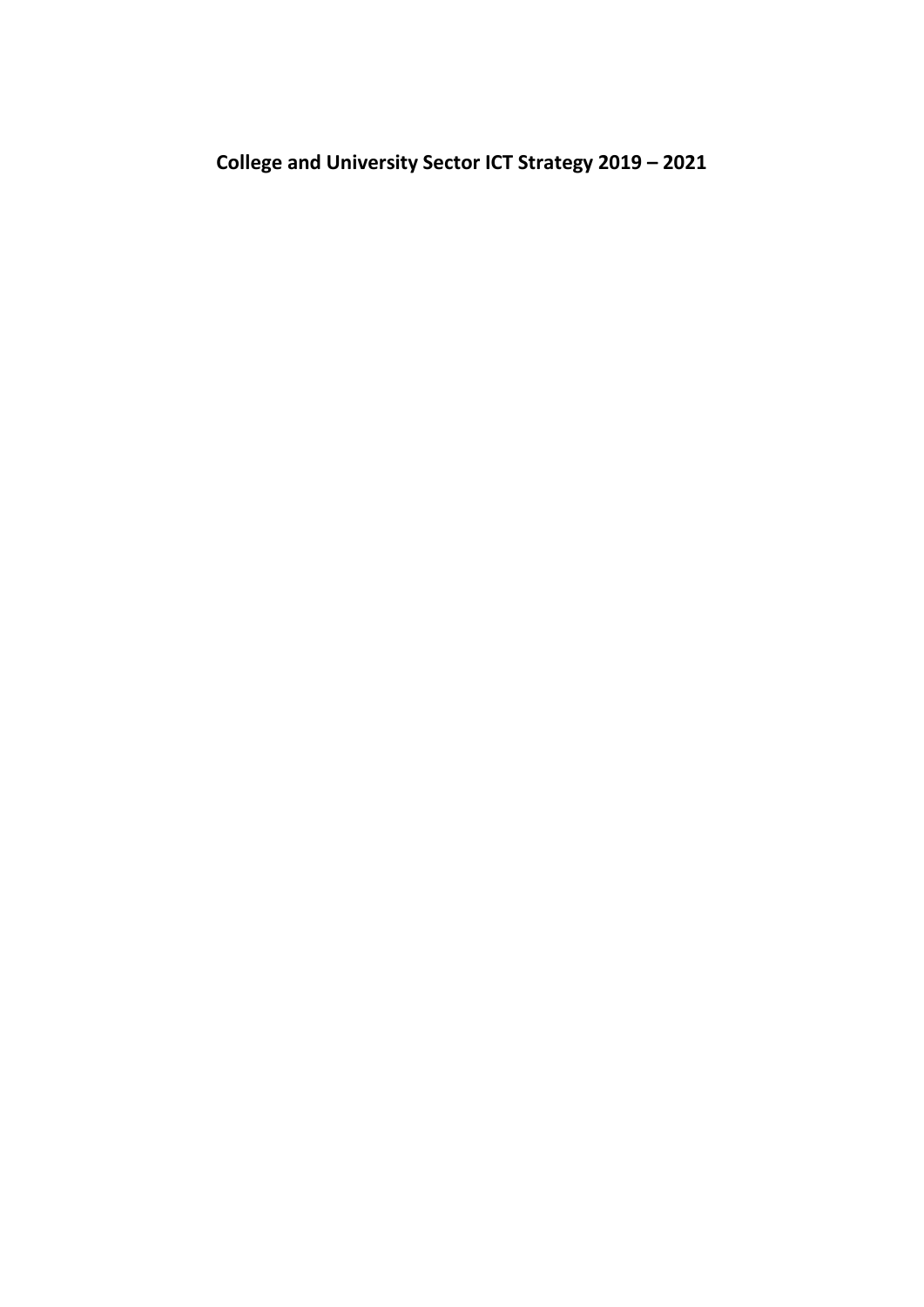# College and University Sector ICT Strategy 2019 – 2021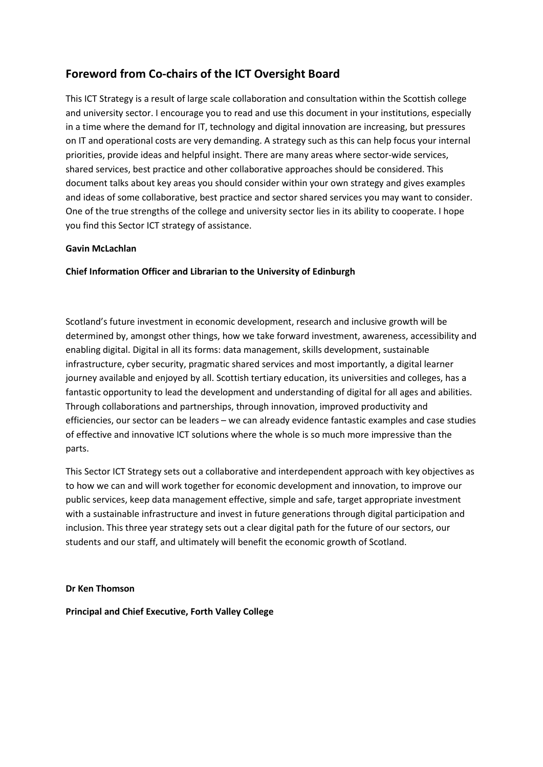## Foreword from Co-chairs of the ICT Oversight Board

This ICT Strategy is a result of large scale collaboration and consultation within the Scottish college and university sector. I encourage you to read and use this document in your institutions, especially in a time where the demand for IT, technology and digital innovation are increasing, but pressures on IT and operational costs are very demanding. A strategy such as this can help focus your internal priorities, provide ideas and helpful insight. There are many areas where sector-wide services, shared services, best practice and other collaborative approaches should be considered. This document talks about key areas you should consider within your own strategy and gives examples and ideas of some collaborative, best practice and sector shared services you may want to consider. One of the true strengths of the college and university sector lies in its ability to cooperate. I hope you find this Sector ICT strategy of assistance.

**Gavin McLachlan**

**Chief Information Officer and Librarian to the University of Edinburgh**

Scotland's future investment in economic development, research and inclusive growth will be determined by, amongst other things, how we take forward investment, awareness, accessibility and enabling digital. Digital in all its forms: data management, skills development, sustainable infrastructure, cyber security, pragmatic shared services and most importantly, a digital learner journey available and enjoyed by all. Scottish tertiary education, its universities and colleges, has a fantastic opportunity to lead the development and understanding of digital for all ages and abilities. Through collaborations and partnerships, through innovation, improved productivity and efficiencies, our sector can be leaders – we can already evidence fantastic examples and case studies of effective and innovative ICT solutions where the whole is so much more impressive than the parts.

This Sector ICT Strategy sets out a collaborative and interdependent approach with key objectives as to how we can and will work together for economic development and innovation, to improve our public services, keep data management effective, simple and safe, target appropriate investment with a sustainable infrastructure and invest in future generations through digital participation and inclusion. This three year strategy sets out a clear digital path for the future of our sectors, our students and our staff, and ultimately will benefit the economic growth of Scotland.

**Dr Ken Thomson**

**Principal and Chief Executive, Forth Valley College**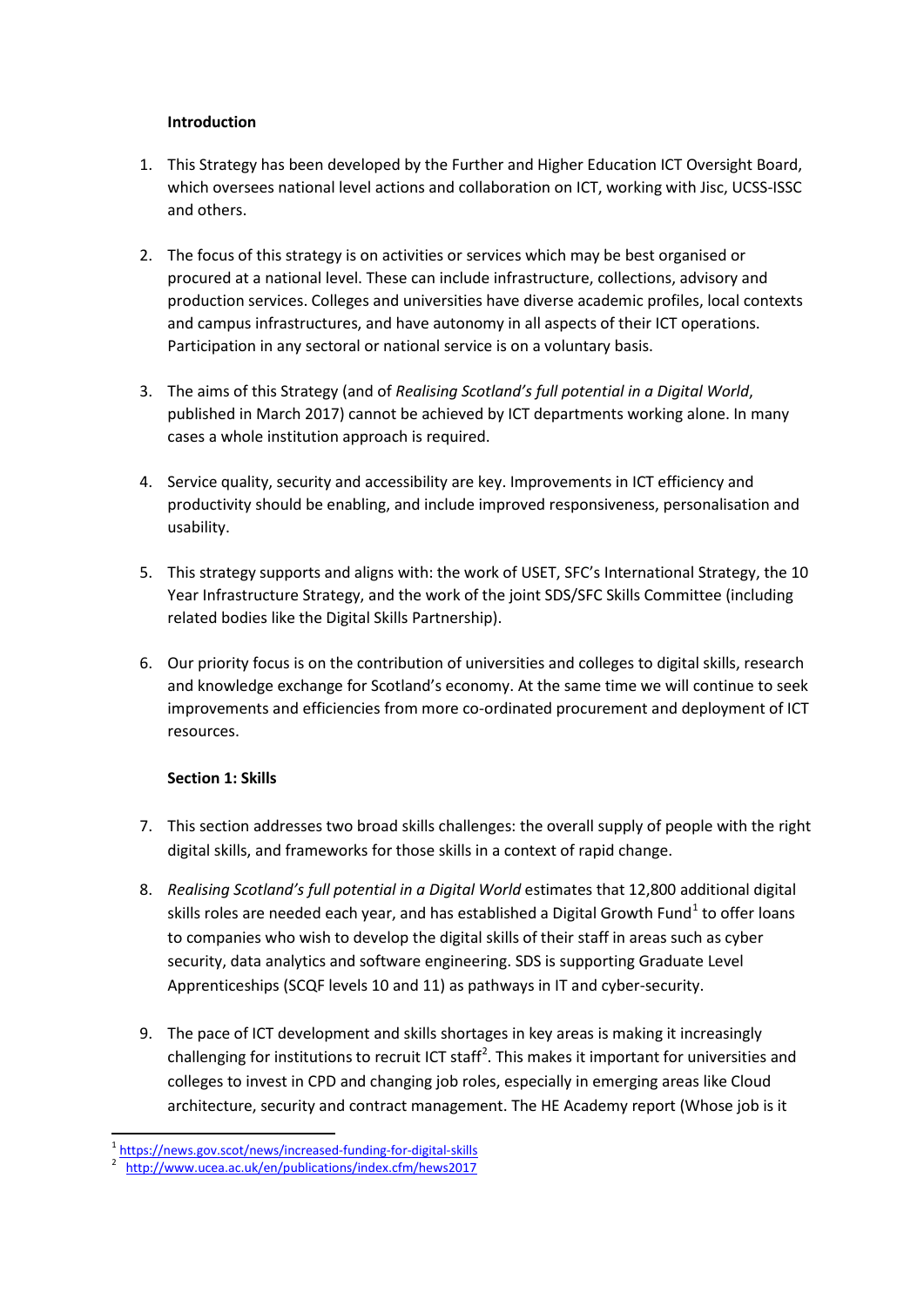**Introduction**

1. This Strategy has been developed by the Further and Higher Education ICT Oversight Board, which oversees national level actions and collaboration on ICT, working with Jisc, UCSS-ISSC and others.

2. The focus of this strategy is on activities or services which may be best organised or procured at a national level. These can include infrastructure, collections, advisory and production services. Colleges and universities have diverse academic profiles, local contexts and campus infrastructures, and have autonomy in all aspects of their ICT operations. Participation in any sectoral or national service is on a voluntary basis.

3. The aims of this Strategy (and of *Realising Scotland's full potential in a Digital World*, published in March 2017) cannot be achieved by ICT departments working alone. In many cases a whole institution approach is required.

4. Service quality, security and accessibility are key. Improvements in ICT efficiency and productivity should be enabling, and include improved responsiveness, personalisation and usability.

5. This strategy supports and aligns with: the work of USET, SFC's International Strategy, the 10 Year Infrastructure Strategy, and the work of the joint SDS/SFC Skills Committee (including related bodies like the Digital Skills Partnership).

6. Our priority focus is on the contribution of universities and colleges to digital skills, research and knowledge exchange for Scotland's economy. At the same time we will continue to seek improvements and efficiencies from more co-ordinated procurement and deployment of ICT resources.

**Section 1: Skills**

7. This section addresses two broad skills challenges: the overall supply of people with the right digital skills, and frameworks for those skills in a context of rapid change.

8. *Realising Scotland's full potential in a Digital World* estimates that 12,800 additional digital skills roles are needed each year, and has established a Digital Growth Fund[1] to offer loans to companies who wish to develop the digital skills of their staff in areas such as cyber security, data analytics and software engineering. SDS is supporting Graduate Level Apprenticeships (SCQF levels 10 and 11) as pathways in IT and cyber-security.

9. The pace of ICT development and skills shortages in key areas is making it increasingly challenging for institutions to recruit ICT staff[2]. This makes it important for universities and colleges to invest in CPD and changing job roles, especially in emerging areas like Cloud architecture, security and contract management. The HE Academy report (Whose job is it

[1] https://news.gov.scot/news/increased-funding-for-digital-skills

[2] http://www.ucea.ac.uk/en/publications/index.cfm/hews2017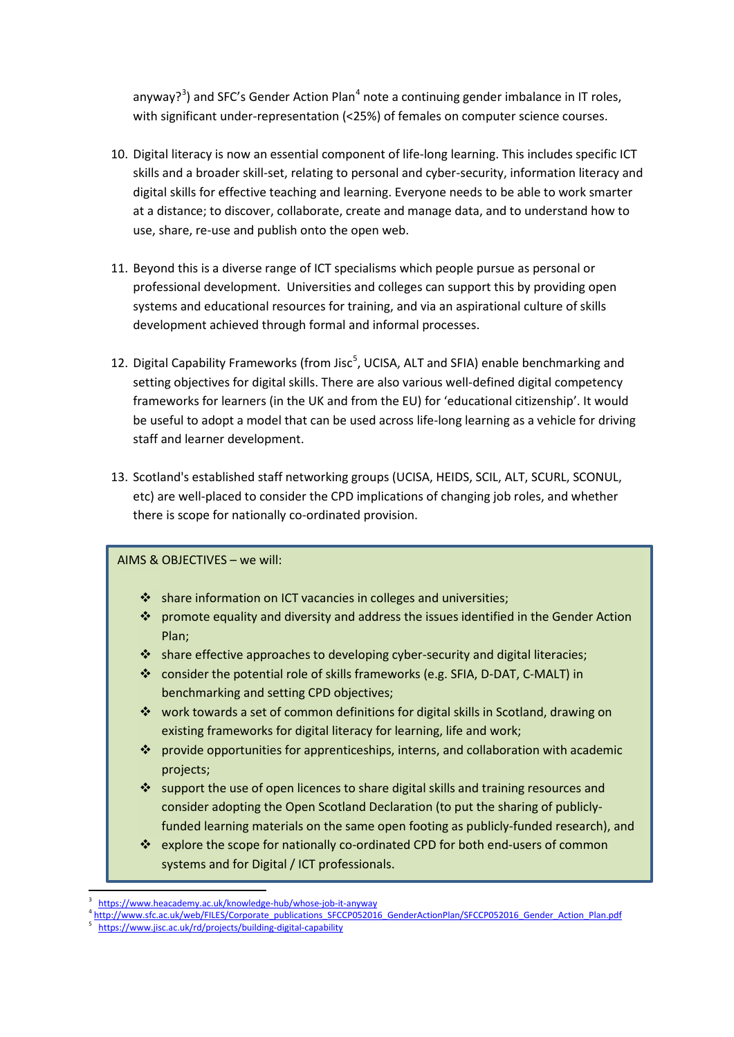anyway?[3]) and SFC's Gender Action Plan[4] note a continuing gender imbalance in IT roles, with significant under-representation (<25%) of females on computer science courses.

10. Digital literacy is now an essential component of life-long learning. This includes specific ICT skills and a broader skill-set, relating to personal and cyber-security, information literacy and digital skills for effective teaching and learning. Everyone needs to be able to work smarter at a distance; to discover, collaborate, create and manage data, and to understand how to use, share, re-use and publish onto the open web.

11. Beyond this is a diverse range of ICT specialisms which people pursue as personal or professional development. Universities and colleges can support this by providing open systems and educational resources for training, and via an aspirational culture of skills development achieved through formal and informal processes.

12. Digital Capability Frameworks (from Jisc[5], UCISA, ALT and SFIA) enable benchmarking and setting objectives for digital skills. There are also various well-defined digital competency frameworks for learners (in the UK and from the EU) for 'educational citizenship'. It would be useful to adopt a model that can be used across life-long learning as a vehicle for driving staff and learner development.

13. Scotland's established staff networking groups (UCISA, HEIDS, SCIL, ALT, SCURL, SCONUL, etc) are well-placed to consider the CPD implications of changing job roles, and whether there is scope for nationally co-ordinated provision.

AIMS & OBJECTIVES – we will:

- share information on ICT vacancies in colleges and universities;
- promote equality and diversity and address the issues identified in the Gender Action Plan;
- share effective approaches to developing cyber-security and digital literacies;
- consider the potential role of skills frameworks (e.g. SFIA, D-DAT, C-MALT) in benchmarking and setting CPD objectives;
- work towards a set of common definitions for digital skills in Scotland, drawing on existing frameworks for digital literacy for learning, life and work;
- provide opportunities for apprenticeships, interns, and collaboration with academic projects;
- support the use of open licences to share digital skills and training resources and consider adopting the Open Scotland Declaration (to put the sharing of publicly-funded learning materials on the same open footing as publicly-funded research), and
- explore the scope for nationally co-ordinated CPD for both end-users of common systems and for Digital / ICT professionals.

---

[3] https://www.heacademy.ac.uk/knowledge-hub/whose-job-it-anyway

[4] http://www.sfc.ac.uk/web/FILES/Corporate_publications_SFCCP052016_GenderActionPlan/SFCCP052016_Gender_Action_Plan.pdf

[5] https://www.jisc.ac.uk/rd/projects/building-digital-capability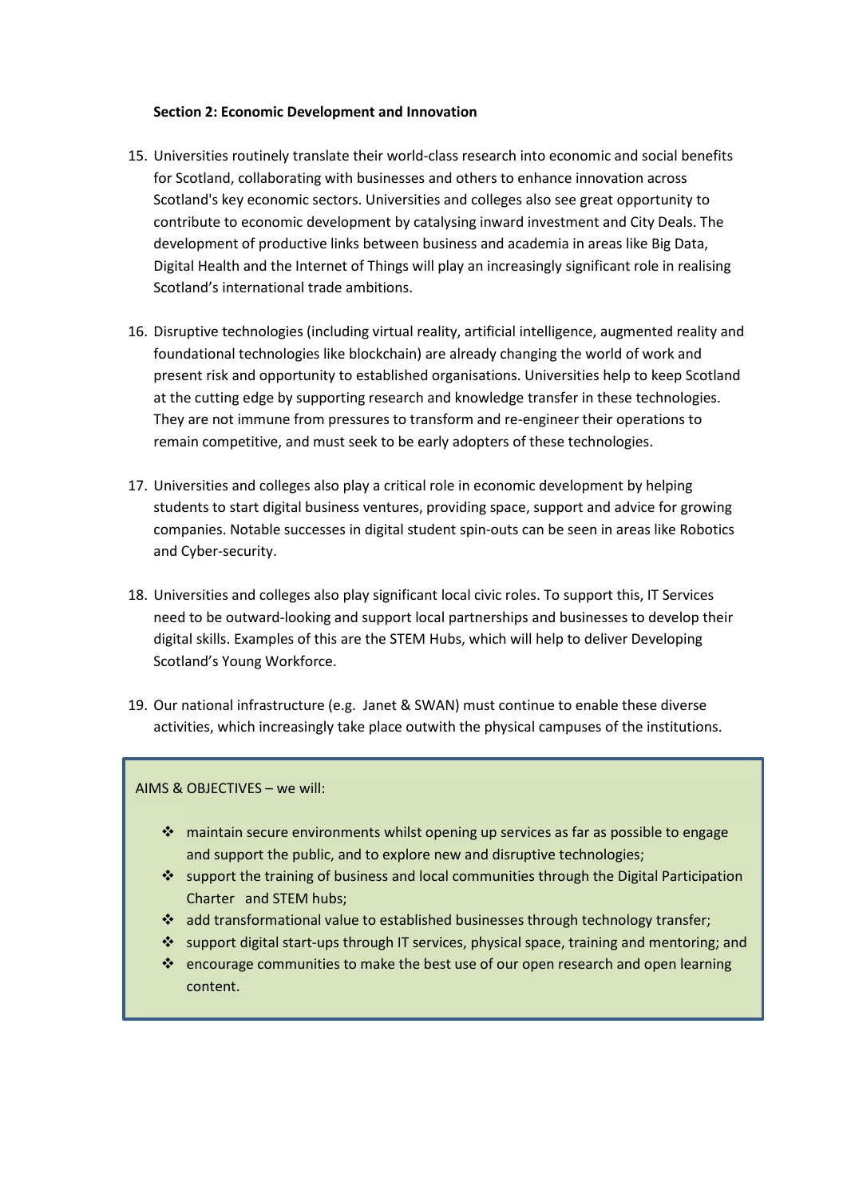**Section 2: Economic Development and Innovation**

15. Universities routinely translate their world-class research into economic and social benefits for Scotland, collaborating with businesses and others to enhance innovation across Scotland's key economic sectors. Universities and colleges also see great opportunity to contribute to economic development by catalysing inward investment and City Deals. The development of productive links between business and academia in areas like Big Data, Digital Health and the Internet of Things will play an increasingly significant role in realising Scotland's international trade ambitions.

16. Disruptive technologies (including virtual reality, artificial intelligence, augmented reality and foundational technologies like blockchain) are already changing the world of work and present risk and opportunity to established organisations. Universities help to keep Scotland at the cutting edge by supporting research and knowledge transfer in these technologies. They are not immune from pressures to transform and re-engineer their operations to remain competitive, and must seek to be early adopters of these technologies.

17. Universities and colleges also play a critical role in economic development by helping students to start digital business ventures, providing space, support and advice for growing companies. Notable successes in digital student spin-outs can be seen in areas like Robotics and Cyber-security.

18. Universities and colleges also play significant local civic roles. To support this, IT Services need to be outward-looking and support local partnerships and businesses to develop their digital skills. Examples of this are the STEM Hubs, which will help to deliver Developing Scotland's Young Workforce.

19. Our national infrastructure (e.g. Janet & SWAN) must continue to enable these diverse activities, which increasingly take place outwith the physical campuses of the institutions.

AIMS & OBJECTIVES – we will:

- maintain secure environments whilst opening up services as far as possible to engage and support the public, and to explore new and disruptive technologies;
- support the training of business and local communities through the Digital Participation Charter and STEM hubs;
- add transformational value to established businesses through technology transfer;
- support digital start-ups through IT services, physical space, training and mentoring; and
- encourage communities to make the best use of our open research and open learning content.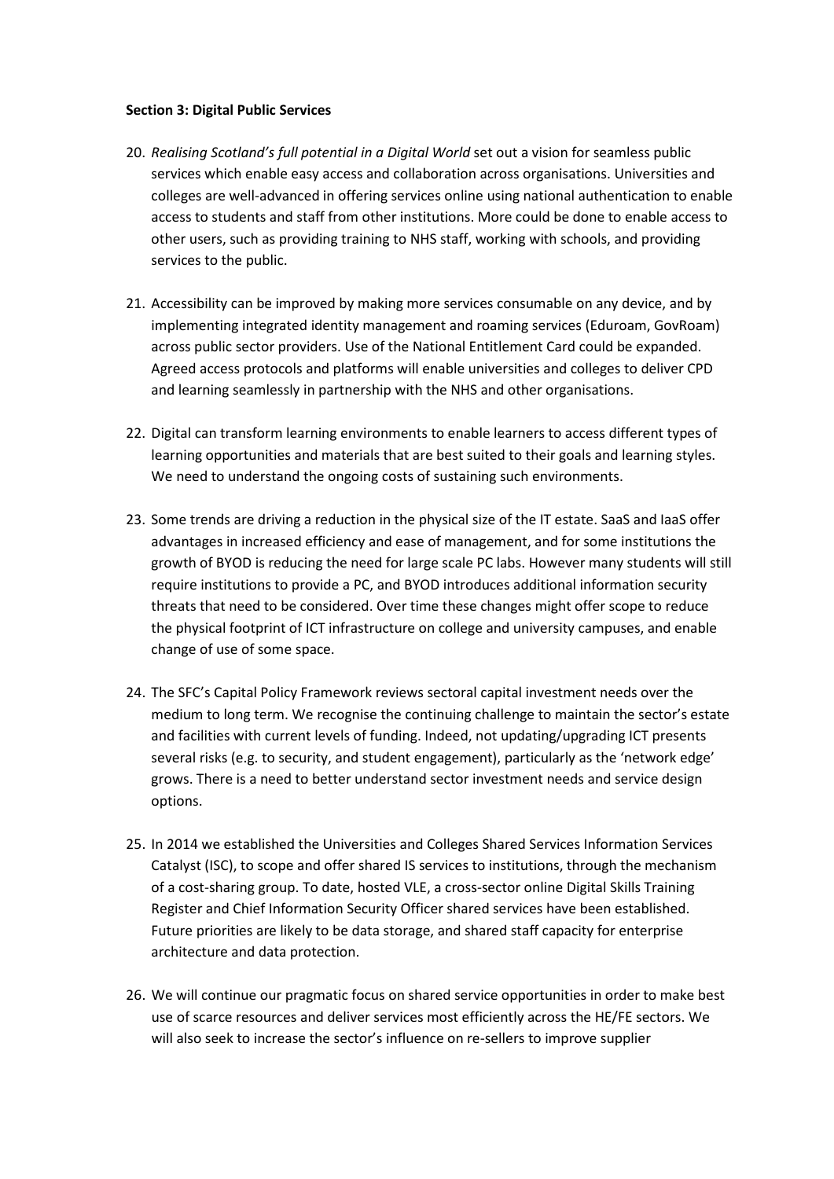**Section 3: Digital Public Services**

20. *Realising Scotland's full potential in a Digital World* set out a vision for seamless public services which enable easy access and collaboration across organisations. Universities and colleges are well-advanced in offering services online using national authentication to enable access to students and staff from other institutions. More could be done to enable access to other users, such as providing training to NHS staff, working with schools, and providing services to the public.

21. Accessibility can be improved by making more services consumable on any device, and by implementing integrated identity management and roaming services (Eduroam, GovRoam) across public sector providers. Use of the National Entitlement Card could be expanded. Agreed access protocols and platforms will enable universities and colleges to deliver CPD and learning seamlessly in partnership with the NHS and other organisations.

22. Digital can transform learning environments to enable learners to access different types of learning opportunities and materials that are best suited to their goals and learning styles. We need to understand the ongoing costs of sustaining such environments.

23. Some trends are driving a reduction in the physical size of the IT estate. SaaS and IaaS offer advantages in increased efficiency and ease of management, and for some institutions the growth of BYOD is reducing the need for large scale PC labs. However many students will still require institutions to provide a PC, and BYOD introduces additional information security threats that need to be considered. Over time these changes might offer scope to reduce the physical footprint of ICT infrastructure on college and university campuses, and enable change of use of some space.

24. The SFC's Capital Policy Framework reviews sectoral capital investment needs over the medium to long term. We recognise the continuing challenge to maintain the sector's estate and facilities with current levels of funding. Indeed, not updating/upgrading ICT presents several risks (e.g. to security, and student engagement), particularly as the 'network edge' grows. There is a need to better understand sector investment needs and service design options.

25. In 2014 we established the Universities and Colleges Shared Services Information Services Catalyst (ISC), to scope and offer shared IS services to institutions, through the mechanism of a cost-sharing group. To date, hosted VLE, a cross-sector online Digital Skills Training Register and Chief Information Security Officer shared services have been established. Future priorities are likely to be data storage, and shared staff capacity for enterprise architecture and data protection.

26. We will continue our pragmatic focus on shared service opportunities in order to make best use of scarce resources and deliver services most efficiently across the HE/FE sectors. We will also seek to increase the sector's influence on re-sellers to improve supplier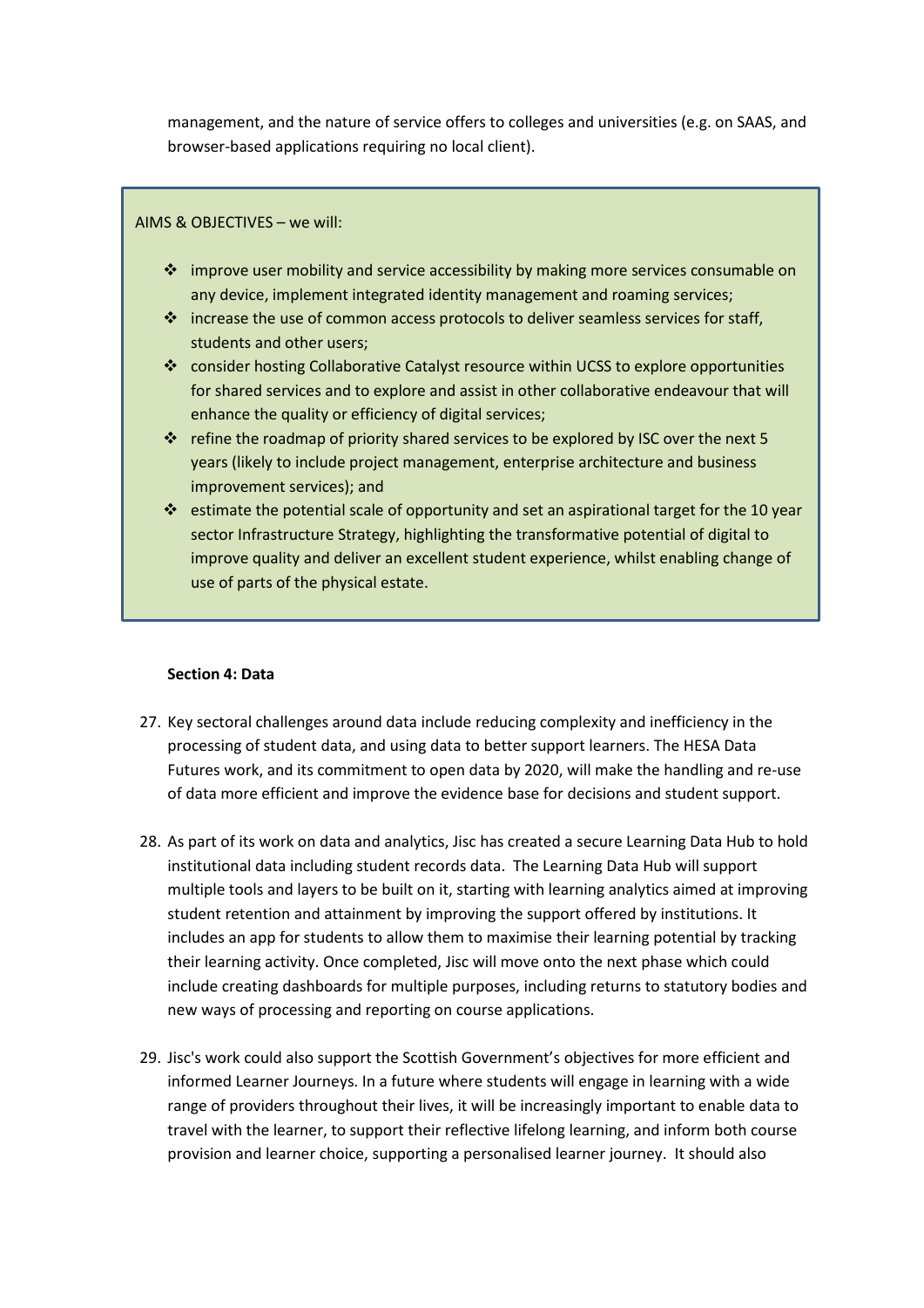management, and the nature of service offers to colleges and universities (e.g. on SAAS, and browser-based applications requiring no local client).

AIMS & OBJECTIVES – we will:

- improve user mobility and service accessibility by making more services consumable on any device, implement integrated identity management and roaming services;
- increase the use of common access protocols to deliver seamless services for staff, students and other users;
- consider hosting Collaborative Catalyst resource within UCSS to explore opportunities for shared services and to explore and assist in other collaborative endeavour that will enhance the quality or efficiency of digital services;
- refine the roadmap of priority shared services to be explored by ISC over the next 5 years (likely to include project management, enterprise architecture and business improvement services); and
- estimate the potential scale of opportunity and set an aspirational target for the 10 year sector Infrastructure Strategy, highlighting the transformative potential of digital to improve quality and deliver an excellent student experience, whilst enabling change of use of parts of the physical estate.

**Section 4: Data**

27. Key sectoral challenges around data include reducing complexity and inefficiency in the processing of student data, and using data to better support learners. The HESA Data Futures work, and its commitment to open data by 2020, will make the handling and re-use of data more efficient and improve the evidence base for decisions and student support.

28. As part of its work on data and analytics, Jisc has created a secure Learning Data Hub to hold institutional data including student records data. The Learning Data Hub will support multiple tools and layers to be built on it, starting with learning analytics aimed at improving student retention and attainment by improving the support offered by institutions. It includes an app for students to allow them to maximise their learning potential by tracking their learning activity. Once completed, Jisc will move onto the next phase which could include creating dashboards for multiple purposes, including returns to statutory bodies and new ways of processing and reporting on course applications.

29. Jisc's work could also support the Scottish Government's objectives for more efficient and informed Learner Journeys. In a future where students will engage in learning with a wide range of providers throughout their lives, it will be increasingly important to enable data to travel with the learner, to support their reflective lifelong learning, and inform both course provision and learner choice, supporting a personalised learner journey. It should also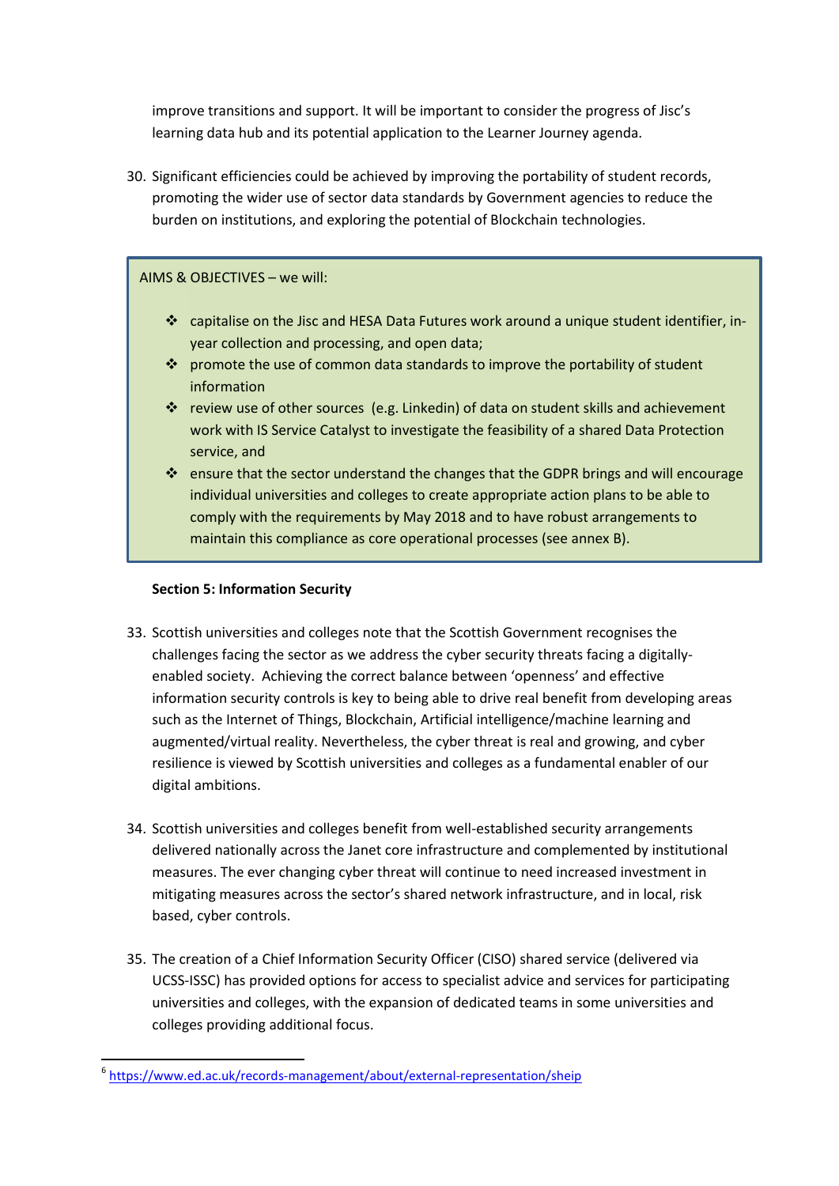improve transitions and support. It will be important to consider the progress of Jisc's learning data hub and its potential application to the Learner Journey agenda.

30. Significant efficiencies could be achieved by improving the portability of student records, promoting the wider use of sector data standards by Government agencies to reduce the burden on institutions, and exploring the potential of Blockchain technologies.

AIMS & OBJECTIVES – we will:

- capitalise on the Jisc and HESA Data Futures work around a unique student identifier, in-year collection and processing, and open data;
- promote the use of common data standards to improve the portability of student information
- review use of other sources (e.g. Linkedin) of data on student skills and achievement work with IS Service Catalyst to investigate the feasibility of a shared Data Protection service, and
- ensure that the sector understand the changes that the GDPR brings and will encourage individual universities and colleges to create appropriate action plans to be able to comply with the requirements by May 2018 and to have robust arrangements to maintain this compliance as core operational processes (see annex B).

**Section 5: Information Security**

33. Scottish universities and colleges note that the Scottish Government recognises the challenges facing the sector as we address the cyber security threats facing a digitally-enabled society. Achieving the correct balance between 'openness' and effective information security controls is key to being able to drive real benefit from developing areas such as the Internet of Things, Blockchain, Artificial intelligence/machine learning and augmented/virtual reality. Nevertheless, the cyber threat is real and growing, and cyber resilience is viewed by Scottish universities and colleges as a fundamental enabler of our digital ambitions.

34. Scottish universities and colleges benefit from well-established security arrangements delivered nationally across the Janet core infrastructure and complemented by institutional measures. The ever changing cyber threat will continue to need increased investment in mitigating measures across the sector's shared network infrastructure, and in local, risk based, cyber controls.

35. The creation of a Chief Information Security Officer (CISO) shared service (delivered via UCSS-ISSC) has provided options for access to specialist advice and services for participating universities and colleges, with the expansion of dedicated teams in some universities and colleges providing additional focus.

---

[6] https://www.ed.ac.uk/records-management/about/external-representation/sheip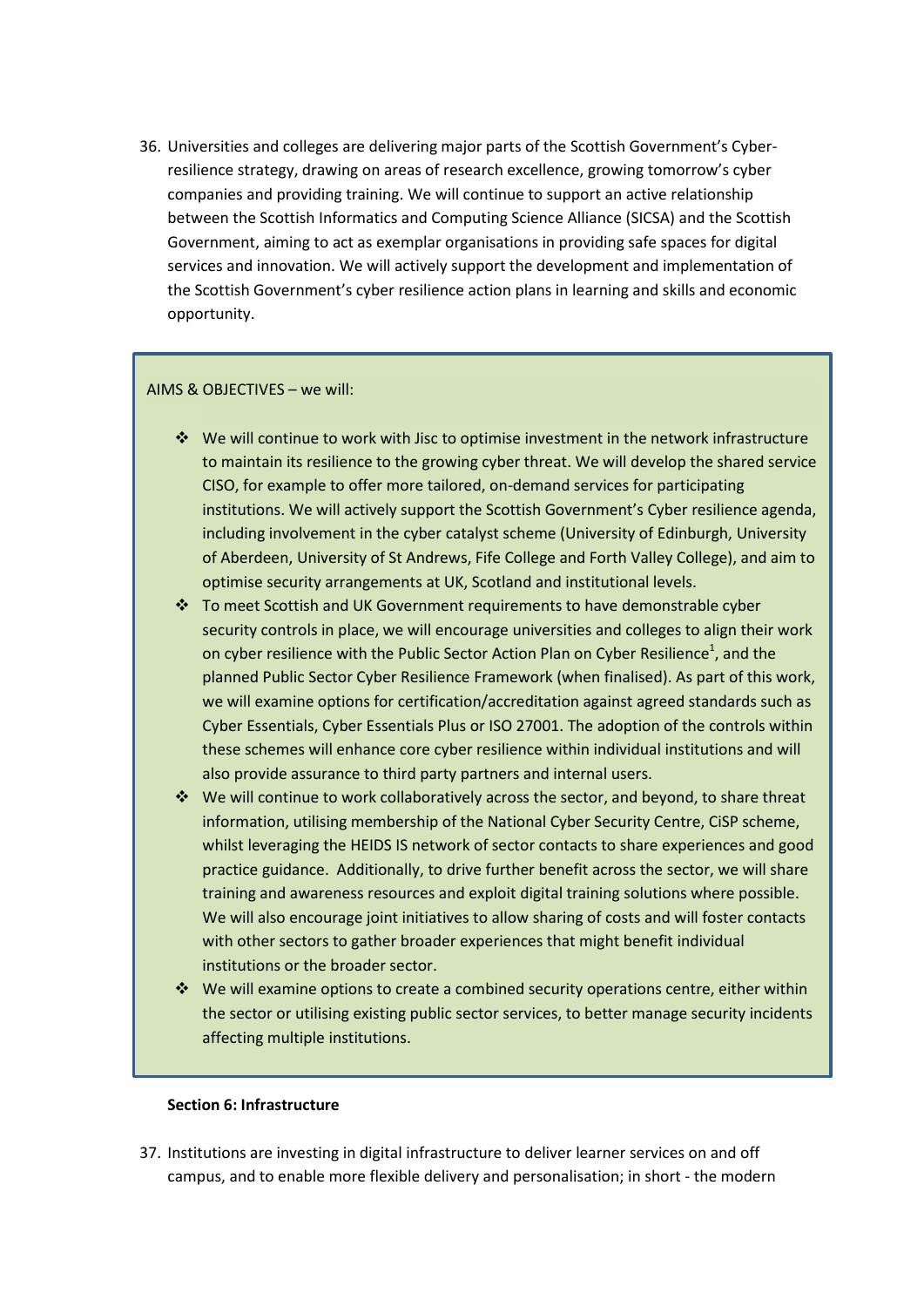36. Universities and colleges are delivering major parts of the Scottish Government's Cyber-resilience strategy, drawing on areas of research excellence, growing tomorrow's cyber companies and providing training. We will continue to support an active relationship between the Scottish Informatics and Computing Science Alliance (SICSA) and the Scottish Government, aiming to act as exemplar organisations in providing safe spaces for digital services and innovation. We will actively support the development and implementation of the Scottish Government's cyber resilience action plans in learning and skills and economic opportunity.

AIMS & OBJECTIVES – we will:

- We will continue to work with Jisc to optimise investment in the network infrastructure to maintain its resilience to the growing cyber threat. We will develop the shared service CISO, for example to offer more tailored, on-demand services for participating institutions. We will actively support the Scottish Government's Cyber resilience agenda, including involvement in the cyber catalyst scheme (University of Edinburgh, University of Aberdeen, University of St Andrews, Fife College and Forth Valley College), and aim to optimise security arrangements at UK, Scotland and institutional levels.
- To meet Scottish and UK Government requirements to have demonstrable cyber security controls in place, we will encourage universities and colleges to align their work on cyber resilience with the Public Sector Action Plan on Cyber Resilience[1], and the planned Public Sector Cyber Resilience Framework (when finalised). As part of this work, we will examine options for certification/accreditation against agreed standards such as Cyber Essentials, Cyber Essentials Plus or ISO 27001. The adoption of the controls within these schemes will enhance core cyber resilience within individual institutions and will also provide assurance to third party partners and internal users.
- We will continue to work collaboratively across the sector, and beyond, to share threat information, utilising membership of the National Cyber Security Centre, CiSP scheme, whilst leveraging the HEIDS IS network of sector contacts to share experiences and good practice guidance. Additionally, to drive further benefit across the sector, we will share training and awareness resources and exploit digital training solutions where possible. We will also encourage joint initiatives to allow sharing of costs and will foster contacts with other sectors to gather broader experiences that might benefit individual institutions or the broader sector.
- We will examine options to create a combined security operations centre, either within the sector or utilising existing public sector services, to better manage security incidents affecting multiple institutions.

**Section 6: Infrastructure**

37. Institutions are investing in digital infrastructure to deliver learner services on and off campus, and to enable more flexible delivery and personalisation; in short - the modern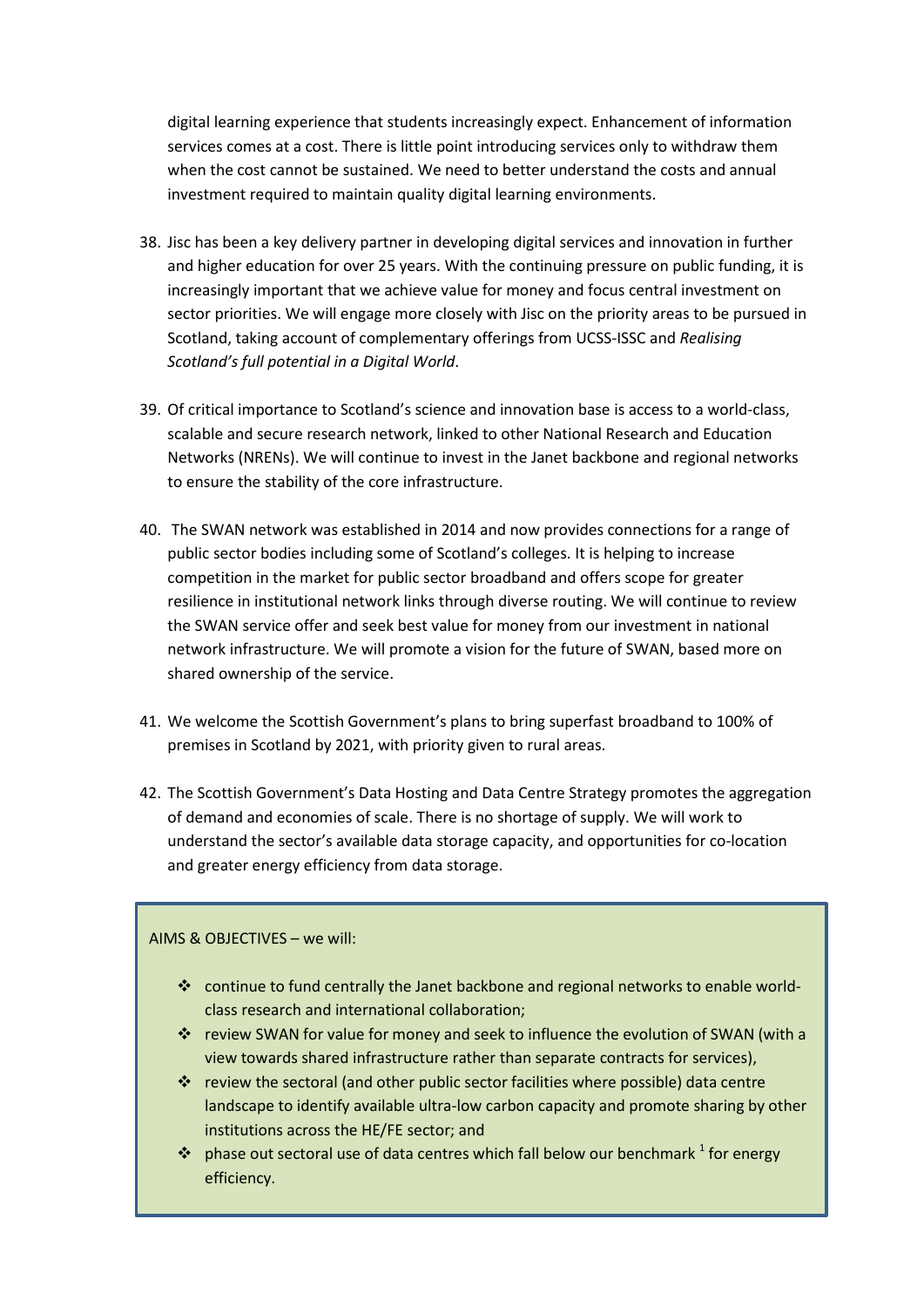digital learning experience that students increasingly expect. Enhancement of information services comes at a cost. There is little point introducing services only to withdraw them when the cost cannot be sustained. We need to better understand the costs and annual investment required to maintain quality digital learning environments.

38. Jisc has been a key delivery partner in developing digital services and innovation in further and higher education for over 25 years. With the continuing pressure on public funding, it is increasingly important that we achieve value for money and focus central investment on sector priorities. We will engage more closely with Jisc on the priority areas to be pursued in Scotland, taking account of complementary offerings from UCSS-ISSC and *Realising Scotland's full potential in a Digital World*.

39. Of critical importance to Scotland's science and innovation base is access to a world-class, scalable and secure research network, linked to other National Research and Education Networks (NRENs). We will continue to invest in the Janet backbone and regional networks to ensure the stability of the core infrastructure.

40. The SWAN network was established in 2014 and now provides connections for a range of public sector bodies including some of Scotland's colleges. It is helping to increase competition in the market for public sector broadband and offers scope for greater resilience in institutional network links through diverse routing. We will continue to review the SWAN service offer and seek best value for money from our investment in national network infrastructure. We will promote a vision for the future of SWAN, based more on shared ownership of the service.

41. We welcome the Scottish Government's plans to bring superfast broadband to 100% of premises in Scotland by 2021, with priority given to rural areas.

42. The Scottish Government's Data Hosting and Data Centre Strategy promotes the aggregation of demand and economies of scale. There is no shortage of supply. We will work to understand the sector's available data storage capacity, and opportunities for co-location and greater energy efficiency from data storage.

AIMS & OBJECTIVES – we will:

- continue to fund centrally the Janet backbone and regional networks to enable world-class research and international collaboration;
- review SWAN for value for money and seek to influence the evolution of SWAN (with a view towards shared infrastructure rather than separate contracts for services),
- review the sectoral (and other public sector facilities where possible) data centre landscape to identify available ultra-low carbon capacity and promote sharing by other institutions across the HE/FE sector; and
- phase out sectoral use of data centres which fall below our benchmark [1] for energy efficiency.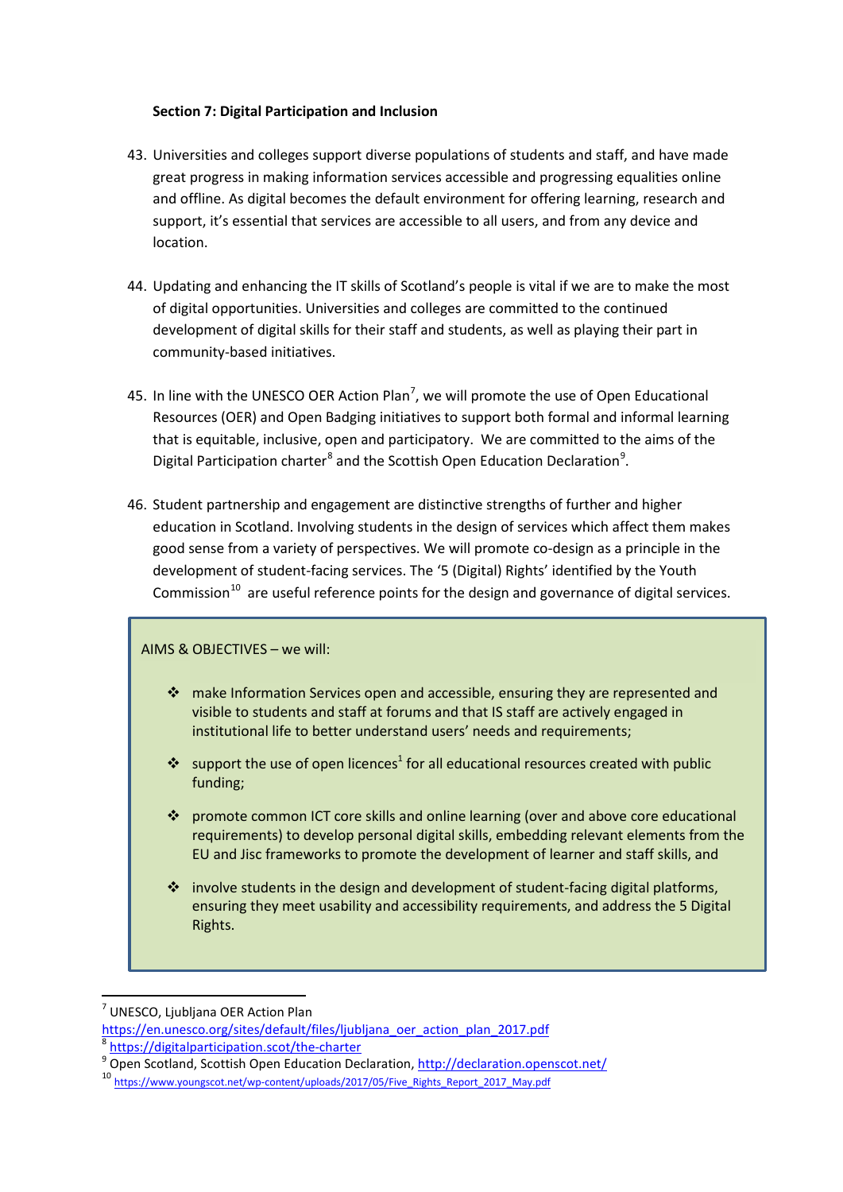**Section 7: Digital Participation and Inclusion**

43. Universities and colleges support diverse populations of students and staff, and have made great progress in making information services accessible and progressing equalities online and offline. As digital becomes the default environment for offering learning, research and support, it's essential that services are accessible to all users, and from any device and location.

44. Updating and enhancing the IT skills of Scotland's people is vital if we are to make the most of digital opportunities. Universities and colleges are committed to the continued development of digital skills for their staff and students, as well as playing their part in community-based initiatives.

45. In line with the UNESCO OER Action Plan[7], we will promote the use of Open Educational Resources (OER) and Open Badging initiatives to support both formal and informal learning that is equitable, inclusive, open and participatory. We are committed to the aims of the Digital Participation charter[8] and the Scottish Open Education Declaration[9].

46. Student partnership and engagement are distinctive strengths of further and higher education in Scotland. Involving students in the design of services which affect them makes good sense from a variety of perspectives. We will promote co-design as a principle in the development of student-facing services. The '5 (Digital) Rights' identified by the Youth Commission[10] are useful reference points for the design and governance of digital services.

AIMS & OBJECTIVES – we will:

- make Information Services open and accessible, ensuring they are represented and visible to students and staff at forums and that IS staff are actively engaged in institutional life to better understand users' needs and requirements;
- support the use of open licences[1] for all educational resources created with public funding;
- promote common ICT core skills and online learning (over and above core educational requirements) to develop personal digital skills, embedding relevant elements from the EU and Jisc frameworks to promote the development of learner and staff skills, and
- involve students in the design and development of student-facing digital platforms, ensuring they meet usability and accessibility requirements, and address the 5 Digital Rights.

---

[7] UNESCO, Ljubljana OER Action Plan https://en.unesco.org/sites/default/files/ljubljana_oer_action_plan_2017.pdf

[8] https://digitalparticipation.scot/the-charter

[9] Open Scotland, Scottish Open Education Declaration, http://declaration.openscot.net/

[10] https://www.youngscot.net/wp-content/uploads/2017/05/Five_Rights_Report_2017_May.pdf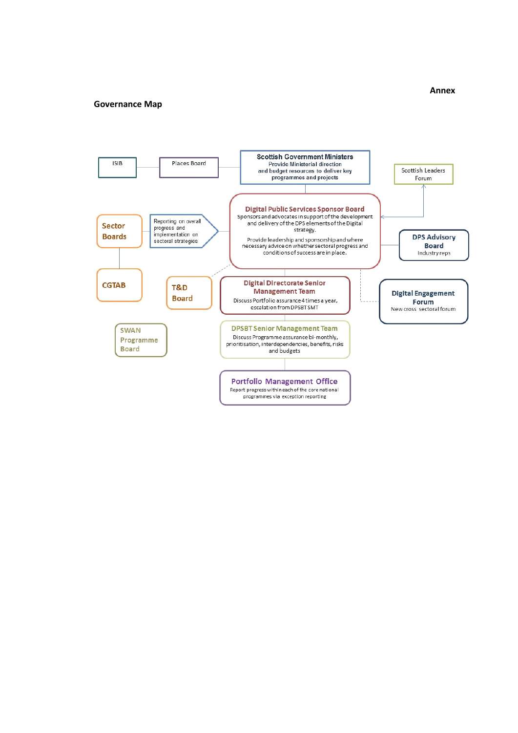**Annex**

**Governance Map**

ISIB

Places Board

**Scottish Government Ministers**
Provide Ministerial direction and budget resources to deliver key programmes and projects

Scottish Leaders Forum

**Sector Boards**

Reporting on overall progress and implementation on sectoral strategies

**Digital Public Services Sponsor Board**
Sponsors and advocates in support of the development and delivery of the DPS elements of the Digital strategy.

Provide leadership and sponsorship and where necessary advice on whether sectoral progress and conditions of success are in place.

**DPS Advisory Board**
Industry reps

**CGTAB**

**T&D Board**

**Digital Directorate Senior Management Team**
Discuss Portfolio assurance 4 times a year, escalation from DPSBT SMT

**Digital Engagement Forum**
New cross sectoral forum

**SWAN Programme Board**

**DPSBT Senior Management Team**
Discuss Programme assurance bi-monthly, prioritisation, interdependencies, benefits, risks and budgets

**Portfolio Management Office**
Report progress within each of the core national programmes via exception reporting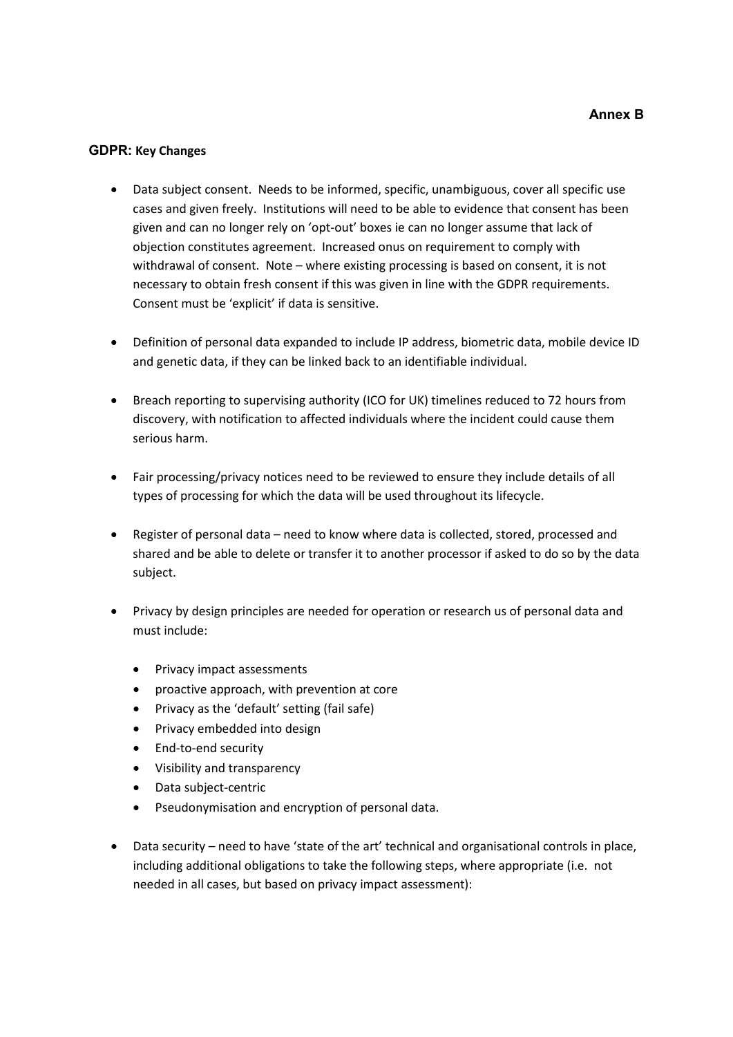**Annex B**

## GDPR: Key Changes

- Data subject consent. Needs to be informed, specific, unambiguous, cover all specific use cases and given freely. Institutions will need to be able to evidence that consent has been given and can no longer rely on 'opt-out' boxes ie can no longer assume that lack of objection constitutes agreement. Increased onus on requirement to comply with withdrawal of consent. Note – where existing processing is based on consent, it is not necessary to obtain fresh consent if this was given in line with the GDPR requirements. Consent must be 'explicit' if data is sensitive.

- Definition of personal data expanded to include IP address, biometric data, mobile device ID and genetic data, if they can be linked back to an identifiable individual.

- Breach reporting to supervising authority (ICO for UK) timelines reduced to 72 hours from discovery, with notification to affected individuals where the incident could cause them serious harm.

- Fair processing/privacy notices need to be reviewed to ensure they include details of all types of processing for which the data will be used throughout its lifecycle.

- Register of personal data – need to know where data is collected, stored, processed and shared and be able to delete or transfer it to another processor if asked to do so by the data subject.

- Privacy by design principles are needed for operation or research us of personal data and must include:

  - Privacy impact assessments
  - proactive approach, with prevention at core
  - Privacy as the 'default' setting (fail safe)
  - Privacy embedded into design
  - End-to-end security
  - Visibility and transparency
  - Data subject-centric
  - Pseudonymisation and encryption of personal data.

- Data security – need to have 'state of the art' technical and organisational controls in place, including additional obligations to take the following steps, where appropriate (i.e. not needed in all cases, but based on privacy impact assessment):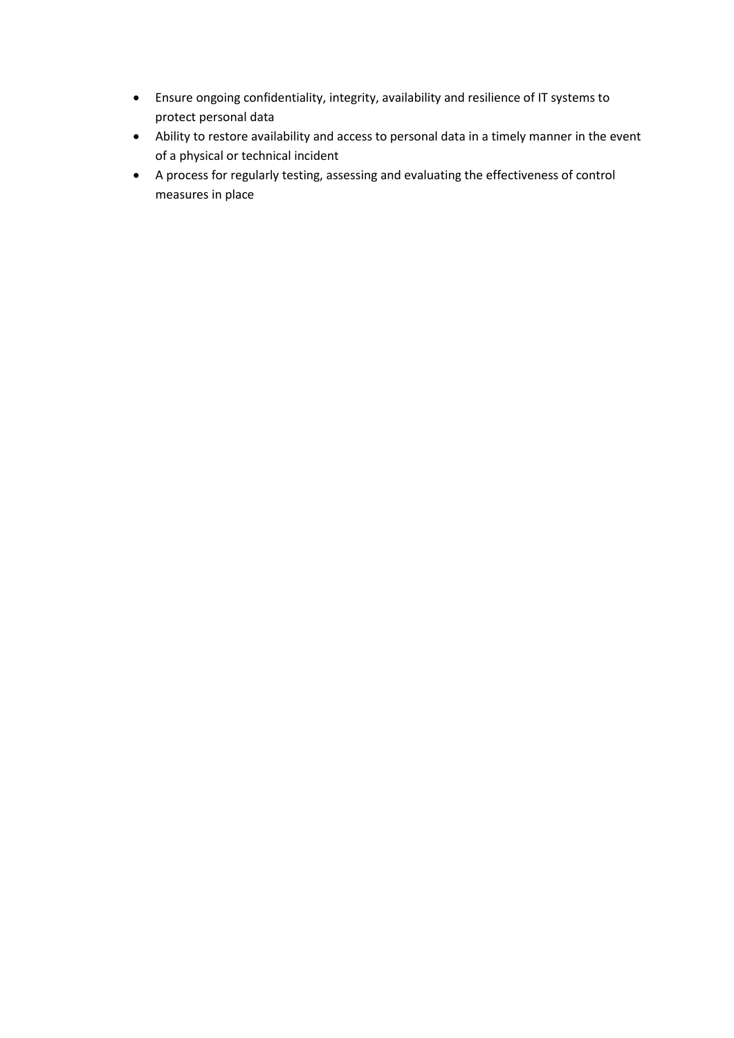- Ensure ongoing confidentiality, integrity, availability and resilience of IT systems to protect personal data
- Ability to restore availability and access to personal data in a timely manner in the event of a physical or technical incident
- A process for regularly testing, assessing and evaluating the effectiveness of control measures in place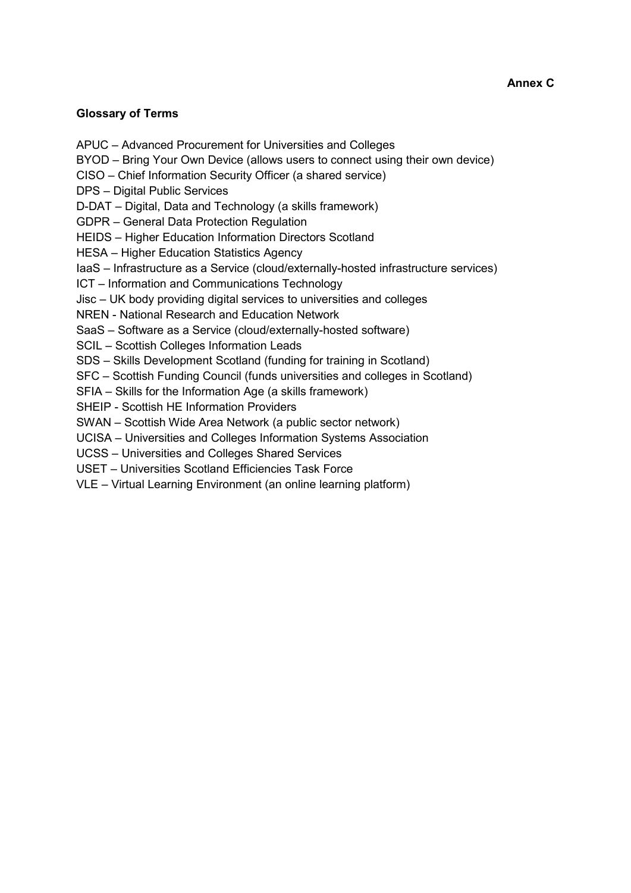**Annex C**

## Glossary of Terms

APUC – Advanced Procurement for Universities and Colleges
BYOD – Bring Your Own Device (allows users to connect using their own device)
CISO – Chief Information Security Officer (a shared service)
DPS – Digital Public Services
D-DAT – Digital, Data and Technology (a skills framework)
GDPR – General Data Protection Regulation
HEIDS – Higher Education Information Directors Scotland
HESA – Higher Education Statistics Agency
IaaS – Infrastructure as a Service (cloud/externally-hosted infrastructure services)
ICT – Information and Communications Technology
Jisc – UK body providing digital services to universities and colleges
NREN - National Research and Education Network
SaaS – Software as a Service (cloud/externally-hosted software)
SCIL – Scottish Colleges Information Leads
SDS – Skills Development Scotland (funding for training in Scotland)
SFC – Scottish Funding Council (funds universities and colleges in Scotland)
SFIA – Skills for the Information Age (a skills framework)
SHEIP - Scottish HE Information Providers
SWAN – Scottish Wide Area Network (a public sector network)
UCISA – Universities and Colleges Information Systems Association
UCSS – Universities and Colleges Shared Services
USET – Universities Scotland Efficiencies Task Force
VLE – Virtual Learning Environment (an online learning platform)